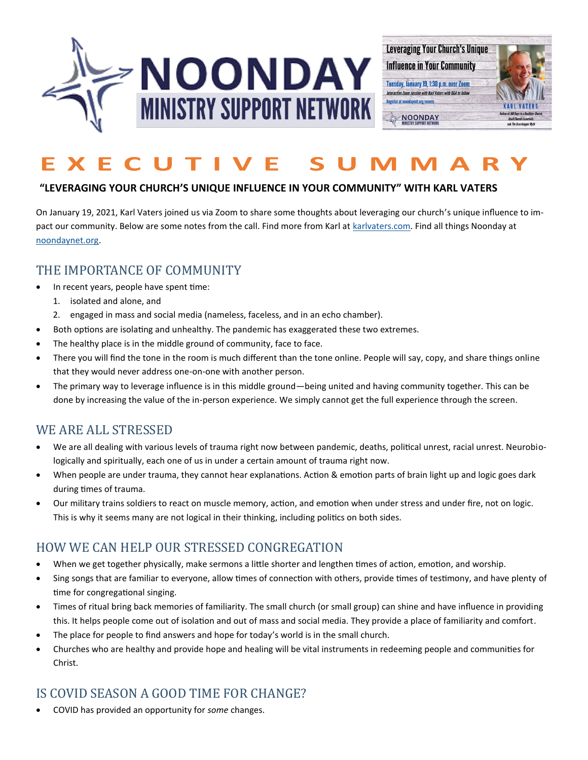# NOONDAY MINISTRY SUPPORT NETWORK

Leveraging Your Church's Unique Influence in Your Community

Tuesday, January 19, 1:30 p.m. over Zoom

Interactive Zoom session with Karl Vaters with Q&A to follow

Register at noondaynet.org/events

KARL VATERS

Author of 100 Days to a Healthier Church, Small Church Essentials, and The Grasshopper Myth

# EXECUTIVE SUMMARY

**"LEVERAGING YOUR CHURCH'S UNIQUE INFLUENCE IN YOUR COMMUNITY" WITH KARL VATERS**

On January 19, 2021, Karl Vaters joined us via Zoom to share some thoughts about leveraging our church's unique influence to impact our community. Below are some notes from the call. Find more from Karl at karlvaters.com. Find all things Noonday at noondaynet.org.

## THE IMPORTANCE OF COMMUNITY

- In recent years, people have spent time:
  1. isolated and alone, and
  2. engaged in mass and social media (nameless, faceless, and in an echo chamber).
- Both options are isolating and unhealthy. The pandemic has exaggerated these two extremes.
- The healthy place is in the middle ground of community, face to face.
- There you will find the tone in the room is much different than the tone online. People will say, copy, and share things online that they would never address one-on-one with another person.
- The primary way to leverage influence is in this middle ground—being united and having community together. This can be done by increasing the value of the in-person experience. We simply cannot get the full experience through the screen.

## WE ARE ALL STRESSED

- We are all dealing with various levels of trauma right now between pandemic, deaths, political unrest, racial unrest. Neurobiologically and spiritually, each one of us in under a certain amount of trauma right now.
- When people are under trauma, they cannot hear explanations. Action & emotion parts of brain light up and logic goes dark during times of trauma.
- Our military trains soldiers to react on muscle memory, action, and emotion when under stress and under fire, not on logic. This is why it seems many are not logical in their thinking, including politics on both sides.

## HOW WE CAN HELP OUR STRESSED CONGREGATION

- When we get together physically, make sermons a little shorter and lengthen times of action, emotion, and worship.
- Sing songs that are familiar to everyone, allow times of connection with others, provide times of testimony, and have plenty of time for congregational singing.
- Times of ritual bring back memories of familiarity. The small church (or small group) can shine and have influence in providing this. It helps people come out of isolation and out of mass and social media. They provide a place of familiarity and comfort.
- The place for people to find answers and hope for today's world is in the small church.
- Churches who are healthy and provide hope and healing will be vital instruments in redeeming people and communities for Christ.

## IS COVID SEASON A GOOD TIME FOR CHANGE?

- COVID has provided an opportunity for *some* changes.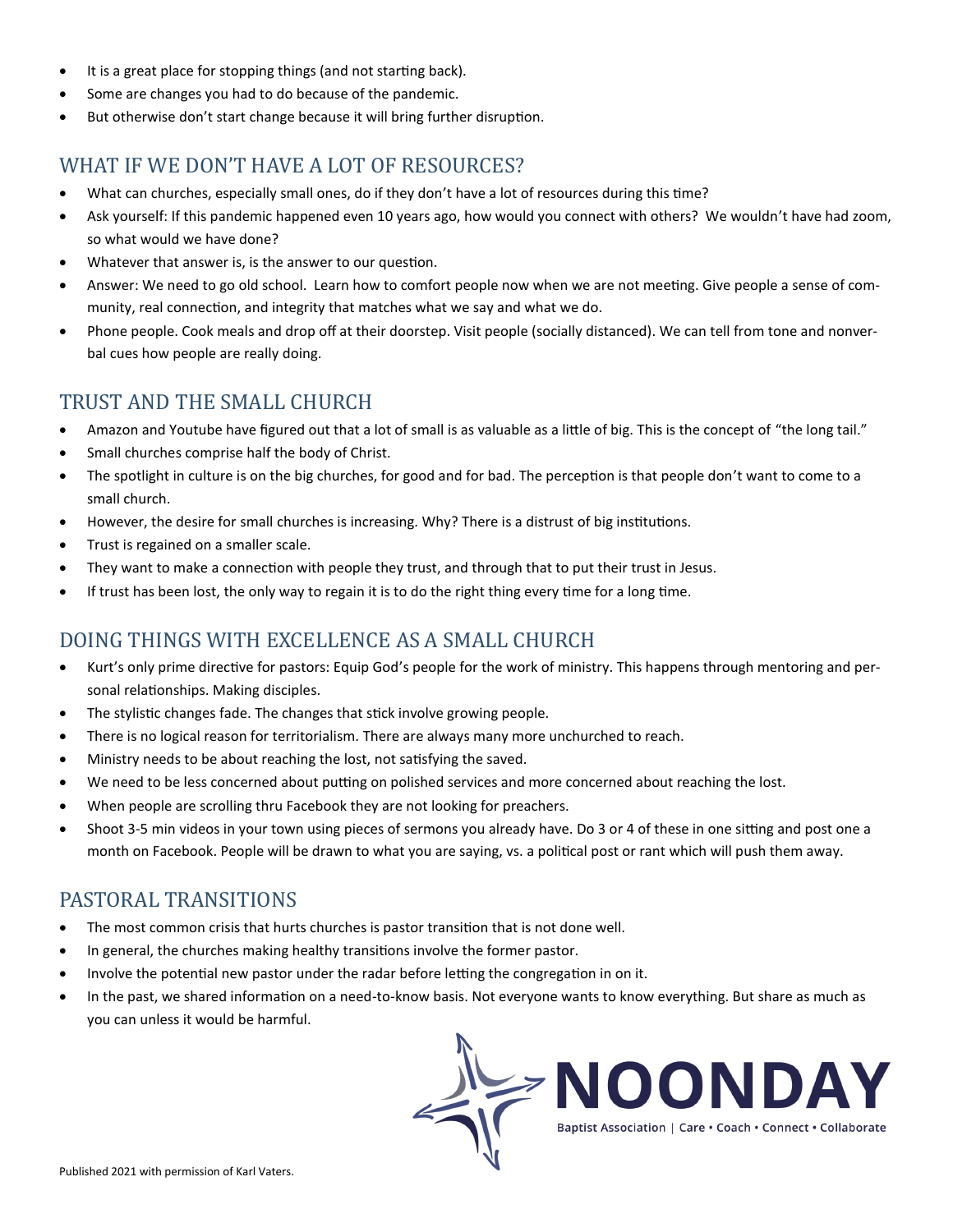- It is a great place for stopping things (and not starting back).
- Some are changes you had to do because of the pandemic.
- But otherwise don't start change because it will bring further disruption.

## WHAT IF WE DON'T HAVE A LOT OF RESOURCES?

- What can churches, especially small ones, do if they don't have a lot of resources during this time?
- Ask yourself: If this pandemic happened even 10 years ago, how would you connect with others? We wouldn't have had zoom, so what would we have done?
- Whatever that answer is, is the answer to our question.
- Answer: We need to go old school. Learn how to comfort people now when we are not meeting. Give people a sense of community, real connection, and integrity that matches what we say and what we do.
- Phone people. Cook meals and drop off at their doorstep. Visit people (socially distanced). We can tell from tone and nonverbal cues how people are really doing.

## TRUST AND THE SMALL CHURCH

- Amazon and Youtube have figured out that a lot of small is as valuable as a little of big. This is the concept of "the long tail."
- Small churches comprise half the body of Christ.
- The spotlight in culture is on the big churches, for good and for bad. The perception is that people don't want to come to a small church.
- However, the desire for small churches is increasing. Why? There is a distrust of big institutions.
- Trust is regained on a smaller scale.
- They want to make a connection with people they trust, and through that to put their trust in Jesus.
- If trust has been lost, the only way to regain it is to do the right thing every time for a long time.

## DOING THINGS WITH EXCELLENCE AS A SMALL CHURCH

- Kurt's only prime directive for pastors: Equip God's people for the work of ministry. This happens through mentoring and personal relationships. Making disciples.
- The stylistic changes fade. The changes that stick involve growing people.
- There is no logical reason for territorialism. There are always many more unchurched to reach.
- Ministry needs to be about reaching the lost, not satisfying the saved.
- We need to be less concerned about putting on polished services and more concerned about reaching the lost.
- When people are scrolling thru Facebook they are not looking for preachers.
- Shoot 3-5 min videos in your town using pieces of sermons you already have. Do 3 or 4 of these in one sitting and post one a month on Facebook. People will be drawn to what you are saying, vs. a political post or rant which will push them away.

## PASTORAL TRANSITIONS

- The most common crisis that hurts churches is pastor transition that is not done well.
- In general, the churches making healthy transitions involve the former pastor.
- Involve the potential new pastor under the radar before letting the congregation in on it.
- In the past, we shared information on a need-to-know basis. Not everyone wants to know everything. But share as much as you can unless it would be harmful.

NOONDAY

Baptist Association | Care • Coach • Connect • Collaborate

Published 2021 with permission of Karl Vaters.